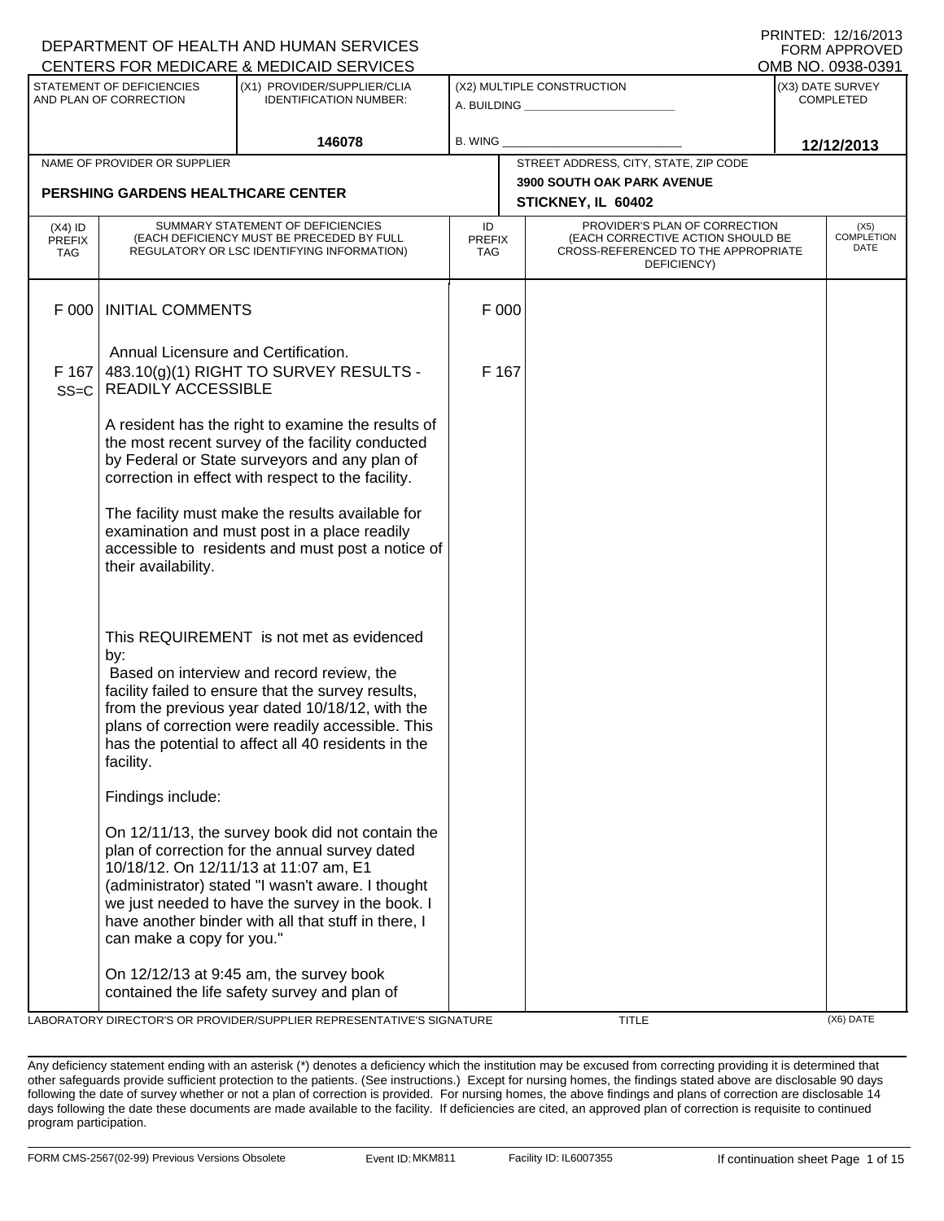DEPARTMENT OF HEALTH AND HUMAN SERVICES
CENTERS FOR MEDICARE & MEDICAID SERVICES

PRINTED: 12/16/2013
FORM APPROVED
OMB NO. 0938-0391

| STATEMENT OF DEFICIENCIES AND PLAN OF CORRECTION | (X1) PROVIDER/SUPPLIER/CLIA IDENTIFICATION NUMBER: | (X2) MULTIPLE CONSTRUCTION | (X3) DATE SURVEY COMPLETED |
|---|---|---|---|
| | 146078 | A. BUILDING ____ B. WING ____ | 12/12/2013 |

| NAME OF PROVIDER OR SUPPLIER | STREET ADDRESS, CITY, STATE, ZIP CODE |
|---|---|
| PERSHING GARDENS HEALTHCARE CENTER | 3900 SOUTH OAK PARK AVENUE STICKNEY, IL 60402 |

| (X4) ID PREFIX TAG | SUMMARY STATEMENT OF DEFICIENCIES (EACH DEFICIENCY MUST BE PRECEDED BY FULL REGULATORY OR LSC IDENTIFYING INFORMATION) | ID PREFIX TAG | PROVIDER'S PLAN OF CORRECTION (EACH CORRECTIVE ACTION SHOULD BE CROSS-REFERENCED TO THE APPROPRIATE DEFICIENCY) | (X5) COMPLETION DATE |
|---|---|---|---|---|
| F 000 | INITIAL COMMENTS<br><br>Annual Licensure and Certification. | F 000 | | |
| F 167 SS=C | 483.10(g)(1) RIGHT TO SURVEY RESULTS - READILY ACCESSIBLE<br><br>A resident has the right to examine the results of the most recent survey of the facility conducted by Federal or State surveyors and any plan of correction in effect with respect to the facility.<br><br>The facility must make the results available for examination and must post in a place readily accessible to residents and must post a notice of their availability.<br><br>This REQUIREMENT is not met as evidenced by:<br>Based on interview and record review, the facility failed to ensure that the survey results, from the previous year dated 10/18/12, with the plans of correction were readily accessible. This has the potential to affect all 40 residents in the facility.<br><br>Findings include:<br><br>On 12/11/13, the survey book did not contain the plan of correction for the annual survey dated 10/18/12. On 12/11/13 at 11:07 am, E1 (administrator) stated "I wasn't aware. I thought we just needed to have the survey in the book. I have another binder with all that stuff in there, I can make a copy for you."<br><br>On 12/12/13 at 9:45 am, the survey book contained the life safety survey and plan of | F 167 | | |

LABORATORY DIRECTOR'S OR PROVIDER/SUPPLIER REPRESENTATIVE'S SIGNATURE | TITLE | (X6) DATE

Any deficiency statement ending with an asterisk (*) denotes a deficiency which the institution may be excused from correcting providing it is determined that other safeguards provide sufficient protection to the patients. (See instructions.) Except for nursing homes, the findings stated above are disclosable 90 days following the date of survey whether or not a plan of correction is provided. For nursing homes, the above findings and plans of correction are disclosable 14 days following the date these documents are made available to the facility. If deficiencies are cited, an approved plan of correction is requisite to continued program participation.

FORM CMS-2567(02-99) Previous Versions Obsolete Event ID: MKM811 Facility ID: IL6007355 If continuation sheet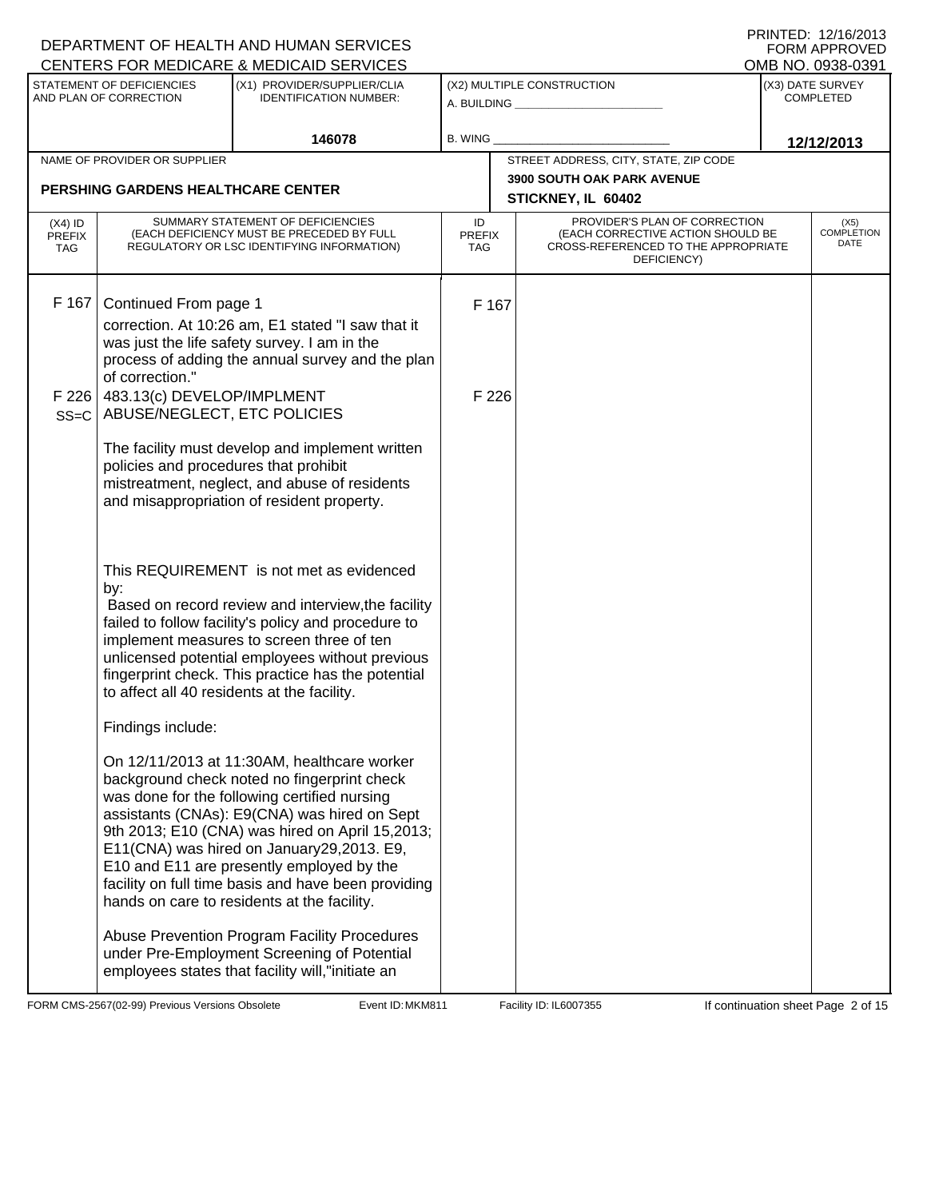DEPARTMENT OF HEALTH AND HUMAN SERVICES
CENTERS FOR MEDICARE & MEDICAID SERVICES

PRINTED: 12/16/2013
FORM APPROVED
OMB NO. 0938-0391

| STATEMENT OF DEFICIENCIES AND PLAN OF CORRECTION | (X1) PROVIDER/SUPPLIER/CLIA IDENTIFICATION NUMBER: | (X2) MULTIPLE CONSTRUCTION | (X3) DATE SURVEY COMPLETED |
|---|---|---|---|
| | 146078 | A. BUILDING ______ B. WING ______ | 12/12/2013 |

| NAME OF PROVIDER OR SUPPLIER | STREET ADDRESS, CITY, STATE, ZIP CODE |
|---|---|
| PERSHING GARDENS HEALTHCARE CENTER | 3900 SOUTH OAK PARK AVENUE STICKNEY, IL 60402 |

| (X4) ID PREFIX TAG | SUMMARY STATEMENT OF DEFICIENCIES (EACH DEFICIENCY MUST BE PRECEDED BY FULL REGULATORY OR LSC IDENTIFYING INFORMATION) | ID PREFIX TAG | PROVIDER'S PLAN OF CORRECTION (EACH CORRECTIVE ACTION SHOULD BE CROSS-REFERENCED TO THE APPROPRIATE DEFICIENCY) | (X5) COMPLETION DATE |
|---|---|---|---|---|
| F 167 | Continued From page 1<br>correction. At 10:26 am, E1 stated "I saw that it was just the life safety survey. I am in the process of adding the annual survey and the plan of correction." | F 167 | | |
| F 226 SS=C | 483.13(c) DEVELOP/IMPLMENT ABUSE/NEGLECT, ETC POLICIES<br><br>The facility must develop and implement written policies and procedures that prohibit mistreatment, neglect, and abuse of residents and misappropriation of resident property.<br><br>This REQUIREMENT is not met as evidenced by:<br>Based on record review and interview,the facility failed to follow facility's policy and procedure to implement measures to screen three of ten unlicensed potential employees without previous fingerprint check. This practice has the potential to affect all 40 residents at the facility.<br><br>Findings include:<br><br>On 12/11/2013 at 11:30AM, healthcare worker background check noted no fingerprint check was done for the following certified nursing assistants (CNAs): E9(CNA) was hired on Sept 9th 2013; E10 (CNA) was hired on April 15,2013; E11(CNA) was hired on January29,2013. E9, E10 and E11 are presently employed by the facility on full time basis and have been providing hands on care to residents at the facility.<br><br>Abuse Prevention Program Facility Procedures under Pre-Employment Screening of Potential employees states that facility will,"initiate an | F 226 | | |

FORM CMS-2567(02-99) Previous Versions Obsolete Event ID: MKM811 Facility ID: IL6007355 If continuation sheet Page 2 of 15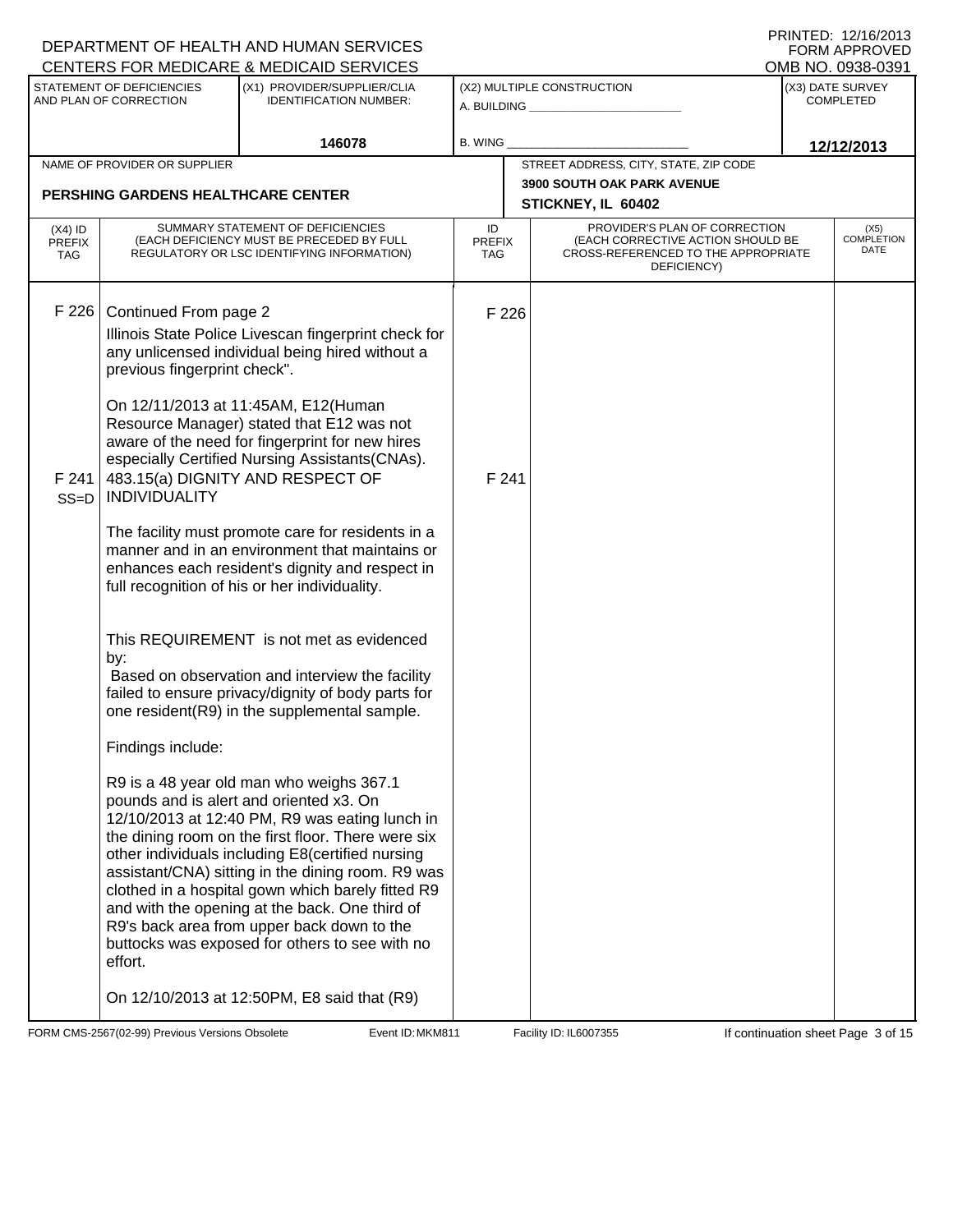DEPARTMENT OF HEALTH AND HUMAN SERVICES
CENTERS FOR MEDICARE & MEDICAID SERVICES

PRINTED: 12/16/2013
FORM APPROVED
OMB NO. 0938-0391

| STATEMENT OF DEFICIENCIES AND PLAN OF CORRECTION | (X1) PROVIDER/SUPPLIER/CLIA IDENTIFICATION NUMBER: | (X2) MULTIPLE CONSTRUCTION | (X3) DATE SURVEY COMPLETED |
|---|---|---|---|
| | 146078 | A. BUILDING ______ B. WING ______ | 12/12/2013 |

| NAME OF PROVIDER OR SUPPLIER | STREET ADDRESS, CITY, STATE, ZIP CODE |
|---|---|
| PERSHING GARDENS HEALTHCARE CENTER | 3900 SOUTH OAK PARK AVENUE STICKNEY, IL 60402 |

| (X4) ID PREFIX TAG | SUMMARY STATEMENT OF DEFICIENCIES (EACH DEFICIENCY MUST BE PRECEDED BY FULL REGULATORY OR LSC IDENTIFYING INFORMATION) | ID PREFIX TAG | PROVIDER'S PLAN OF CORRECTION (EACH CORRECTIVE ACTION SHOULD BE CROSS-REFERENCED TO THE APPROPRIATE DEFICIENCY) | (X5) COMPLETION DATE |
|---|---|---|---|---|
| F 226 | Continued From page 2<br>Illinois State Police Livescan fingerprint check for any unlicensed individual being hired without a previous fingerprint check".<br><br>On 12/11/2013 at 11:45AM, E12(Human Resource Manager) stated that E12 was not aware of the need for fingerprint for new hires especially Certified Nursing Assistants(CNAs). | F 226 | | |
| F 241 SS=D | 483.15(a) DIGNITY AND RESPECT OF INDIVIDUALITY<br><br>The facility must promote care for residents in a manner and in an environment that maintains or enhances each resident's dignity and respect in full recognition of his or her individuality.<br><br>This REQUIREMENT is not met as evidenced by:<br>Based on observation and interview the facility failed to ensure privacy/dignity of body parts for one resident(R9) in the supplemental sample.<br><br>Findings include:<br><br>R9 is a 48 year old man who weighs 367.1 pounds and is alert and oriented x3. On 12/10/2013 at 12:40 PM, R9 was eating lunch in the dining room on the first floor. There were six other individuals including E8(certified nursing assistant/CNA) sitting in the dining room. R9 was clothed in a hospital gown which barely fitted R9 and with the opening at the back. One third of R9's back area from upper back down to the buttocks was exposed for others to see with no effort.<br><br>On 12/10/2013 at 12:50PM, E8 said that (R9) | F 241 | | |

FORM CMS-2567(02-99) Previous Versions Obsolete Event ID: MKM811 Facility ID: IL6007355 If continuation sheet Page 3 of 15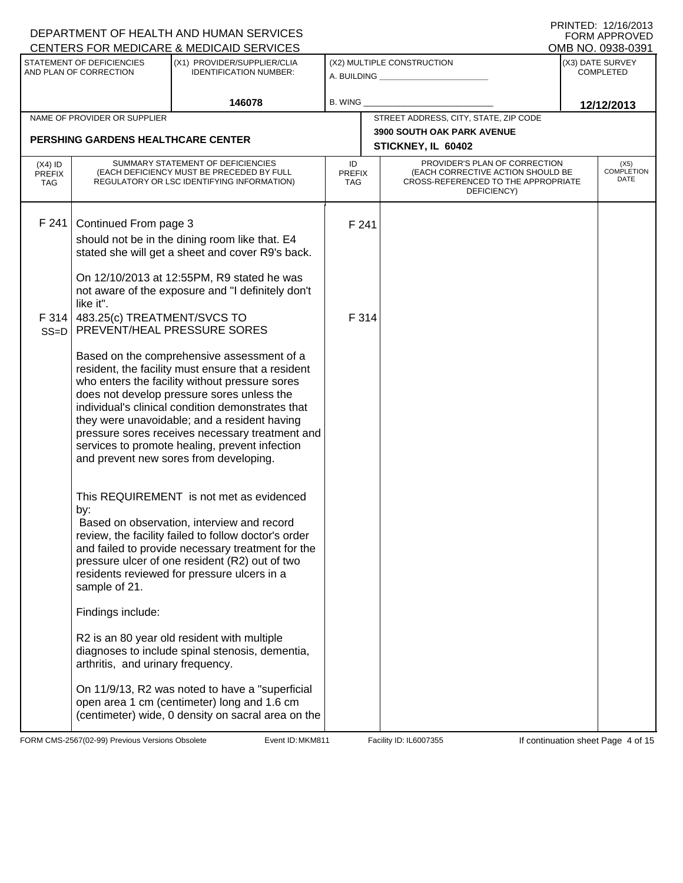DEPARTMENT OF HEALTH AND HUMAN SERVICES
CENTERS FOR MEDICARE & MEDICAID SERVICES

PRINTED: 12/16/2013
FORM APPROVED
OMB NO. 0938-0391

| STATEMENT OF DEFICIENCIES AND PLAN OF CORRECTION | (X1) PROVIDER/SUPPLIER/CLIA IDENTIFICATION NUMBER: | (X2) MULTIPLE CONSTRUCTION | (X3) DATE SURVEY COMPLETED |
|---|---|---|---|
| | 146078 | A. BUILDING ______ B. WING ______ | 12/12/2013 |

| NAME OF PROVIDER OR SUPPLIER | STREET ADDRESS, CITY, STATE, ZIP CODE |
|---|---|
| PERSHING GARDENS HEALTHCARE CENTER | 3900 SOUTH OAK PARK AVENUE STICKNEY, IL 60402 |

| (X4) ID PREFIX TAG | SUMMARY STATEMENT OF DEFICIENCIES (EACH DEFICIENCY MUST BE PRECEDED BY FULL REGULATORY OR LSC IDENTIFYING INFORMATION) | ID PREFIX TAG | PROVIDER'S PLAN OF CORRECTION (EACH CORRECTIVE ACTION SHOULD BE CROSS-REFERENCED TO THE APPROPRIATE DEFICIENCY) | (X5) COMPLETION DATE |
|---|---|---|---|---|
| F 241 | Continued From page 3<br>should not be in the dining room like that. E4 stated she will get a sheet and cover R9's back.<br><br>On 12/10/2013 at 12:55PM, R9 stated he was not aware of the exposure and "I definitely don't like it". | F 241 | | |
| F 314 SS=D | 483.25(c) TREATMENT/SVCS TO PREVENT/HEAL PRESSURE SORES<br><br>Based on the comprehensive assessment of a resident, the facility must ensure that a resident who enters the facility without pressure sores does not develop pressure sores unless the individual's clinical condition demonstrates that they were unavoidable; and a resident having pressure sores receives necessary treatment and services to promote healing, prevent infection and prevent new sores from developing.<br><br>This REQUIREMENT is not met as evidenced by:<br>Based on observation, interview and record review, the facility failed to follow doctor's order and failed to provide necessary treatment for the pressure ulcer of one resident (R2) out of two residents reviewed for pressure ulcers in a sample of 21.<br><br>Findings include:<br><br>R2 is an 80 year old resident with multiple diagnoses to include spinal stenosis, dementia, arthritis, and urinary frequency.<br><br>On 11/9/13, R2 was noted to have a "superficial open area 1 cm (centimeter) long and 1.6 cm (centimeter) wide, 0 density on sacral area on the | F 314 | | |

FORM CMS-2567(02-99) Previous Versions Obsolete Event ID: MKM811 Facility ID: IL6007355 If continuation sheet Page 4 of 15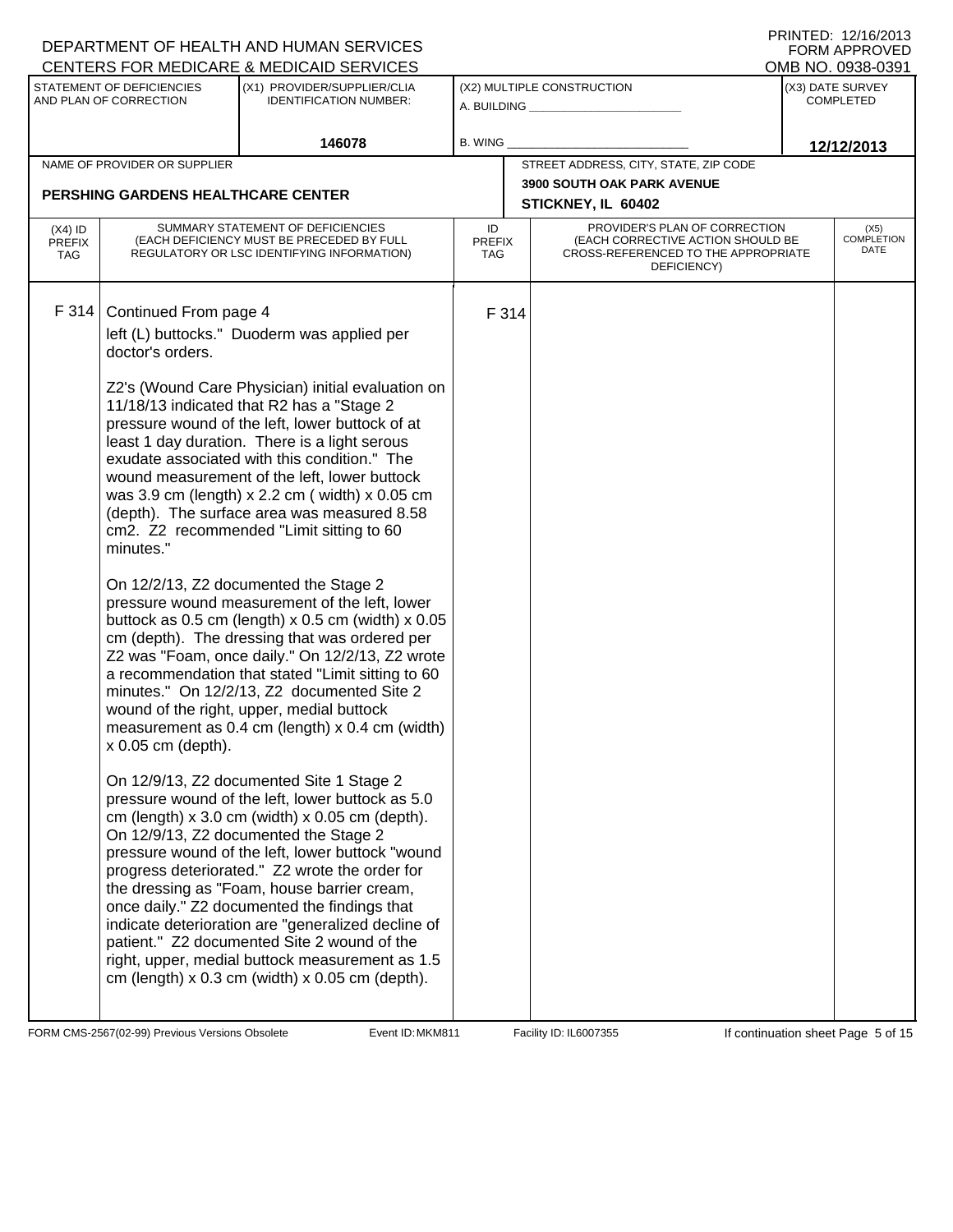DEPARTMENT OF HEALTH AND HUMAN SERVICES
CENTERS FOR MEDICARE & MEDICAID SERVICES

PRINTED: 12/16/2013
FORM APPROVED
OMB NO. 0938-0391

| STATEMENT OF DEFICIENCIES AND PLAN OF CORRECTION | (X1) PROVIDER/SUPPLIER/CLIA IDENTIFICATION NUMBER: | (X2) MULTIPLE CONSTRUCTION | (X3) DATE SURVEY COMPLETED |
|---|---|---|---|
| | 146078 | A. BUILDING ______ B. WING ______ | 12/12/2013 |

| NAME OF PROVIDER OR SUPPLIER | STREET ADDRESS, CITY, STATE, ZIP CODE |
|---|---|
| PERSHING GARDENS HEALTHCARE CENTER | 3900 SOUTH OAK PARK AVENUE STICKNEY, IL 60402 |

| (X4) ID PREFIX TAG | SUMMARY STATEMENT OF DEFICIENCIES (EACH DEFICIENCY MUST BE PRECEDED BY FULL REGULATORY OR LSC IDENTIFYING INFORMATION) | ID PREFIX TAG | PROVIDER'S PLAN OF CORRECTION (EACH CORRECTIVE ACTION SHOULD BE CROSS-REFERENCED TO THE APPROPRIATE DEFICIENCY) | (X5) COMPLETION DATE |
|---|---|---|---|---|
| F 314 | Continued From page 4 | F 314 | | |

left (L) buttocks." Duoderm was applied per doctor's orders.

Z2's (Wound Care Physician) initial evaluation on 11/18/13 indicated that R2 has a "Stage 2 pressure wound of the left, lower buttock of at least 1 day duration. There is a light serous exudate associated with this condition." The wound measurement of the left, lower buttock was 3.9 cm (length) x 2.2 cm ( width) x 0.05 cm (depth). The surface area was measured 8.58 cm2. Z2 recommended "Limit sitting to 60 minutes."

On 12/2/13, Z2 documented the Stage 2 pressure wound measurement of the left, lower buttock as 0.5 cm (length) x 0.5 cm (width) x 0.05 cm (depth). The dressing that was ordered per Z2 was "Foam, once daily." On 12/2/13, Z2 wrote a recommendation that stated "Limit sitting to 60 minutes." On 12/2/13, Z2 documented Site 2 wound of the right, upper, medial buttock measurement as 0.4 cm (length) x 0.4 cm (width) x 0.05 cm (depth).

On 12/9/13, Z2 documented Site 1 Stage 2 pressure wound of the left, lower buttock as 5.0 cm (length) x 3.0 cm (width) x 0.05 cm (depth). On 12/9/13, Z2 documented the Stage 2 pressure wound of the left, lower buttock "wound progress deteriorated." Z2 wrote the order for the dressing as "Foam, house barrier cream, once daily." Z2 documented the findings that indicate deterioration are "generalized decline of patient." Z2 documented Site 2 wound of the right, upper, medial buttock measurement as 1.5 cm (length) x 0.3 cm (width) x 0.05 cm (depth).

FORM CMS-2567(02-99) Previous Versions Obsolete Event ID: MKM811 Facility ID: IL6007355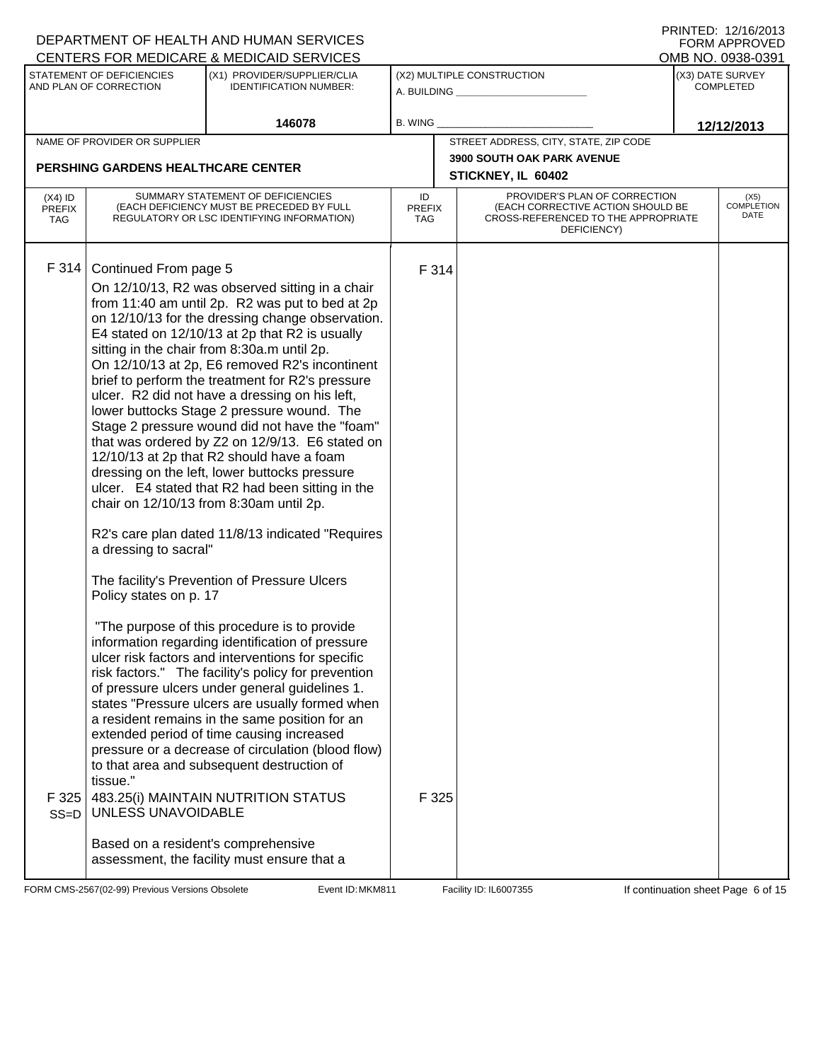DEPARTMENT OF HEALTH AND HUMAN SERVICES
CENTERS FOR MEDICARE & MEDICAID SERVICES

PRINTED: 12/16/2013
FORM APPROVED
OMB NO. 0938-0391

| STATEMENT OF DEFICIENCIES AND PLAN OF CORRECTION | (X1) PROVIDER/SUPPLIER/CLIA IDENTIFICATION NUMBER: | (X2) MULTIPLE CONSTRUCTION | (X3) DATE SURVEY COMPLETED |
|---|---|---|---|
| | 146078 | A. BUILDING ______ B. WING ______ | 12/12/2013 |

| NAME OF PROVIDER OR SUPPLIER | STREET ADDRESS, CITY, STATE, ZIP CODE |
|---|---|
| PERSHING GARDENS HEALTHCARE CENTER | 3900 SOUTH OAK PARK AVENUE STICKNEY, IL 60402 |

| (X4) ID PREFIX TAG | SUMMARY STATEMENT OF DEFICIENCIES (EACH DEFICIENCY MUST BE PRECEDED BY FULL REGULATORY OR LSC IDENTIFYING INFORMATION) | ID PREFIX TAG | PROVIDER'S PLAN OF CORRECTION (EACH CORRECTIVE ACTION SHOULD BE CROSS-REFERENCED TO THE APPROPRIATE DEFICIENCY) | (X5) COMPLETION DATE |
|---|---|---|---|---|
| F 314 | Continued From page 5<br>On 12/10/13, R2 was observed sitting in a chair from 11:40 am until 2p. R2 was put to bed at 2p on 12/10/13 for the dressing change observation. E4 stated on 12/10/13 at 2p that R2 is usually sitting in the chair from 8:30a.m until 2p.<br>On 12/10/13 at 2p, E6 removed R2's incontinent brief to perform the treatment for R2's pressure ulcer. R2 did not have a dressing on his left, lower buttocks Stage 2 pressure wound. The Stage 2 pressure wound did not have the "foam" that was ordered by Z2 on 12/9/13. E6 stated on 12/10/13 at 2p that R2 should have a foam dressing on the left, lower buttocks pressure ulcer. E4 stated that R2 had been sitting in the chair on 12/10/13 from 8:30am until 2p.<br><br>R2's care plan dated 11/8/13 indicated "Requires a dressing to sacral"<br><br>The facility's Prevention of Pressure Ulcers Policy states on p. 17<br><br>"The purpose of this procedure is to provide information regarding identification of pressure ulcer risk factors and interventions for specific risk factors." The facility's policy for prevention of pressure ulcers under general guidelines 1. states "Pressure ulcers are usually formed when a resident remains in the same position for an extended period of time causing increased pressure or a decrease of circulation (blood flow) to that area and subsequent destruction of tissue." | F 314 | | |
| F 325 SS=D | 483.25(i) MAINTAIN NUTRITION STATUS UNLESS UNAVOIDABLE<br><br>Based on a resident's comprehensive assessment, the facility must ensure that a | F 325 | | |

FORM CMS-2567(02-99) Previous Versions Obsolete Event ID: MKM811 Facility ID: IL6007355 If continuation sheet Page 6 of 15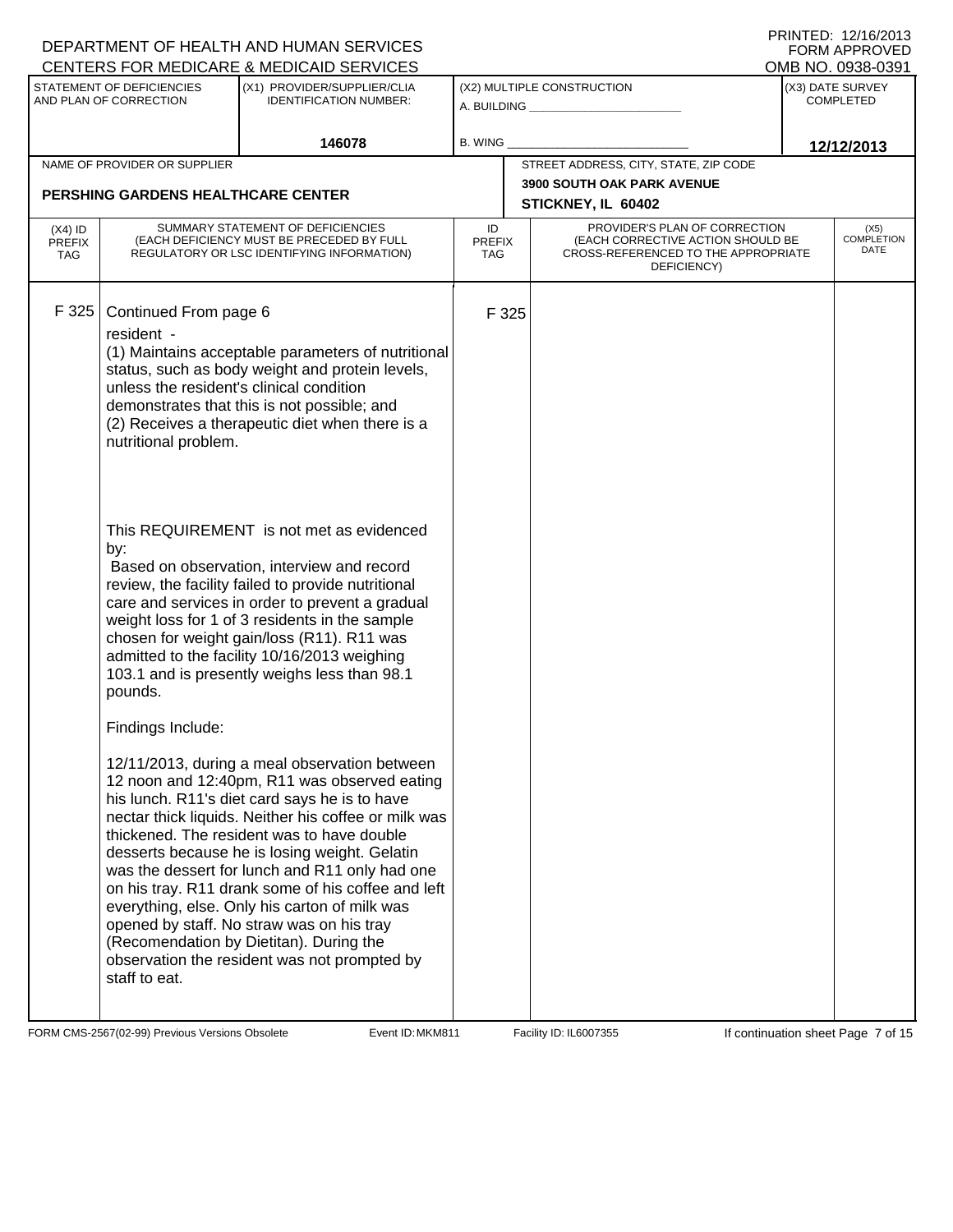DEPARTMENT OF HEALTH AND HUMAN SERVICES
CENTERS FOR MEDICARE & MEDICAID SERVICES

PRINTED: 12/16/2013
FORM APPROVED
OMB NO. 0938-0391

| STATEMENT OF DEFICIENCIES AND PLAN OF CORRECTION | (X1) PROVIDER/SUPPLIER/CLIA IDENTIFICATION NUMBER: | (X2) MULTIPLE CONSTRUCTION | (X3) DATE SURVEY COMPLETED |
|---|---|---|---|
| | 146078 | A. BUILDING ___ B. WING ___ | 12/12/2013 |

| NAME OF PROVIDER OR SUPPLIER | STREET ADDRESS, CITY, STATE, ZIP CODE |
|---|---|
| PERSHING GARDENS HEALTHCARE CENTER | 3900 SOUTH OAK PARK AVENUE STICKNEY, IL 60402 |

| (X4) ID PREFIX TAG | SUMMARY STATEMENT OF DEFICIENCIES (EACH DEFICIENCY MUST BE PRECEDED BY FULL REGULATORY OR LSC IDENTIFYING INFORMATION) | ID PREFIX TAG | PROVIDER'S PLAN OF CORRECTION (EACH CORRECTIVE ACTION SHOULD BE CROSS-REFERENCED TO THE APPROPRIATE DEFICIENCY) | (X5) COMPLETION DATE |
|---|---|---|---|---|
| F 325 | Continued From page 6<br>resident -<br>(1) Maintains acceptable parameters of nutritional status, such as body weight and protein levels, unless the resident's clinical condition demonstrates that this is not possible; and<br>(2) Receives a therapeutic diet when there is a nutritional problem.<br><br>This REQUIREMENT is not met as evidenced by:<br>Based on observation, interview and record review, the facility failed to provide nutritional care and services in order to prevent a gradual weight loss for 1 of 3 residents in the sample chosen for weight gain/loss (R11). R11 was admitted to the facility 10/16/2013 weighing 103.1 and is presently weighs less than 98.1 pounds.<br><br>Findings Include:<br><br>12/11/2013, during a meal observation between 12 noon and 12:40pm, R11 was observed eating his lunch. R11's diet card says he is to have nectar thick liquids. Neither his coffee or milk was thickened. The resident was to have double desserts because he is losing weight. Gelatin was the dessert for lunch and R11 only had one on his tray. R11 drank some of his coffee and left everything, else. Only his carton of milk was opened by staff. No straw was on his tray (Recomendation by Dietitan). During the observation the resident was not prompted by staff to eat. | F 325 | | |

FORM CMS-2567(02-99) Previous Versions Obsolete Event ID: MKM811 Facility ID: IL6007355 If continuation sheet Page 7 of 15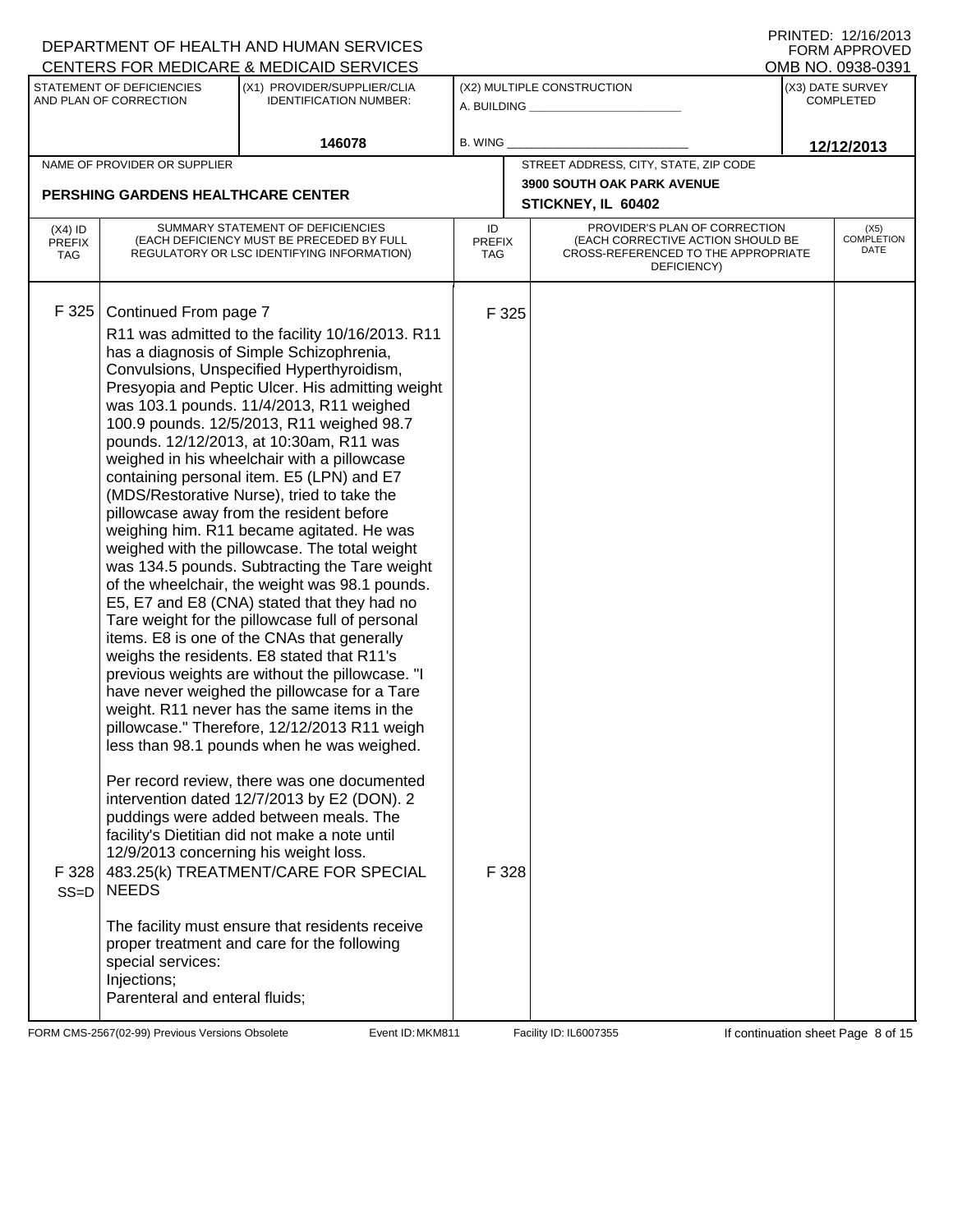DEPARTMENT OF HEALTH AND HUMAN SERVICES
CENTERS FOR MEDICARE & MEDICAID SERVICES

PRINTED: 12/16/2013
FORM APPROVED
OMB NO. 0938-0391

| STATEMENT OF DEFICIENCIES AND PLAN OF CORRECTION | (X1) PROVIDER/SUPPLIER/CLIA IDENTIFICATION NUMBER: | (X2) MULTIPLE CONSTRUCTION | (X3) DATE SURVEY COMPLETED |
|---|---|---|---|
| | 146078 | A. BUILDING ______ B. WING ______ | 12/12/2013 |

| NAME OF PROVIDER OR SUPPLIER | STREET ADDRESS, CITY, STATE, ZIP CODE |
|---|---|
| PERSHING GARDENS HEALTHCARE CENTER | 3900 SOUTH OAK PARK AVENUE STICKNEY, IL 60402 |

| (X4) ID PREFIX TAG | SUMMARY STATEMENT OF DEFICIENCIES (EACH DEFICIENCY MUST BE PRECEDED BY FULL REGULATORY OR LSC IDENTIFYING INFORMATION) | ID PREFIX TAG | PROVIDER'S PLAN OF CORRECTION (EACH CORRECTIVE ACTION SHOULD BE CROSS-REFERENCED TO THE APPROPRIATE DEFICIENCY) | (X5) COMPLETION DATE |
|---|---|---|---|---|
| F 325 | Continued From page 7<br>R11 was admitted to the facility 10/16/2013. R11 has a diagnosis of Simple Schizophrenia, Convulsions, Unspecified Hyperthyroidism, Presyopia and Peptic Ulcer. His admitting weight was 103.1 pounds. 11/4/2013, R11 weighed 100.9 pounds. 12/5/2013, R11 weighed 98.7 pounds. 12/12/2013, at 10:30am, R11 was weighed in his wheelchair with a pillowcase containing personal item. E5 (LPN) and E7 (MDS/Restorative Nurse), tried to take the pillowcase away from the resident before weighing him. R11 became agitated. He was weighed with the pillowcase. The total weight was 134.5 pounds. Subtracting the Tare weight of the wheelchair, the weight was 98.1 pounds. E5, E7 and E8 (CNA) stated that they had no Tare weight for the pillowcase full of personal items. E8 is one of the CNAs that generally weighs the residents. E8 stated that R11's previous weights are without the pillowcase. "I have never weighed the pillowcase for a Tare weight. R11 never has the same items in the pillowcase." Therefore, 12/12/2013 R11 weigh less than 98.1 pounds when he was weighed.<br><br>Per record review, there was one documented intervention dated 12/7/2013 by E2 (DON). 2 puddings were added between meals. The facility's Dietitian did not make a note until 12/9/2013 concerning his weight loss. | F 325 | | |
| F 328<br>SS=D | 483.25(k) TREATMENT/CARE FOR SPECIAL NEEDS<br><br>The facility must ensure that residents receive proper treatment and care for the following special services:<br>Injections;<br>Parenteral and enteral fluids; | F 328 | | |

FORM CMS-2567(02-99) Previous Versions Obsolete Event ID: MKM811 Facility ID: IL6007355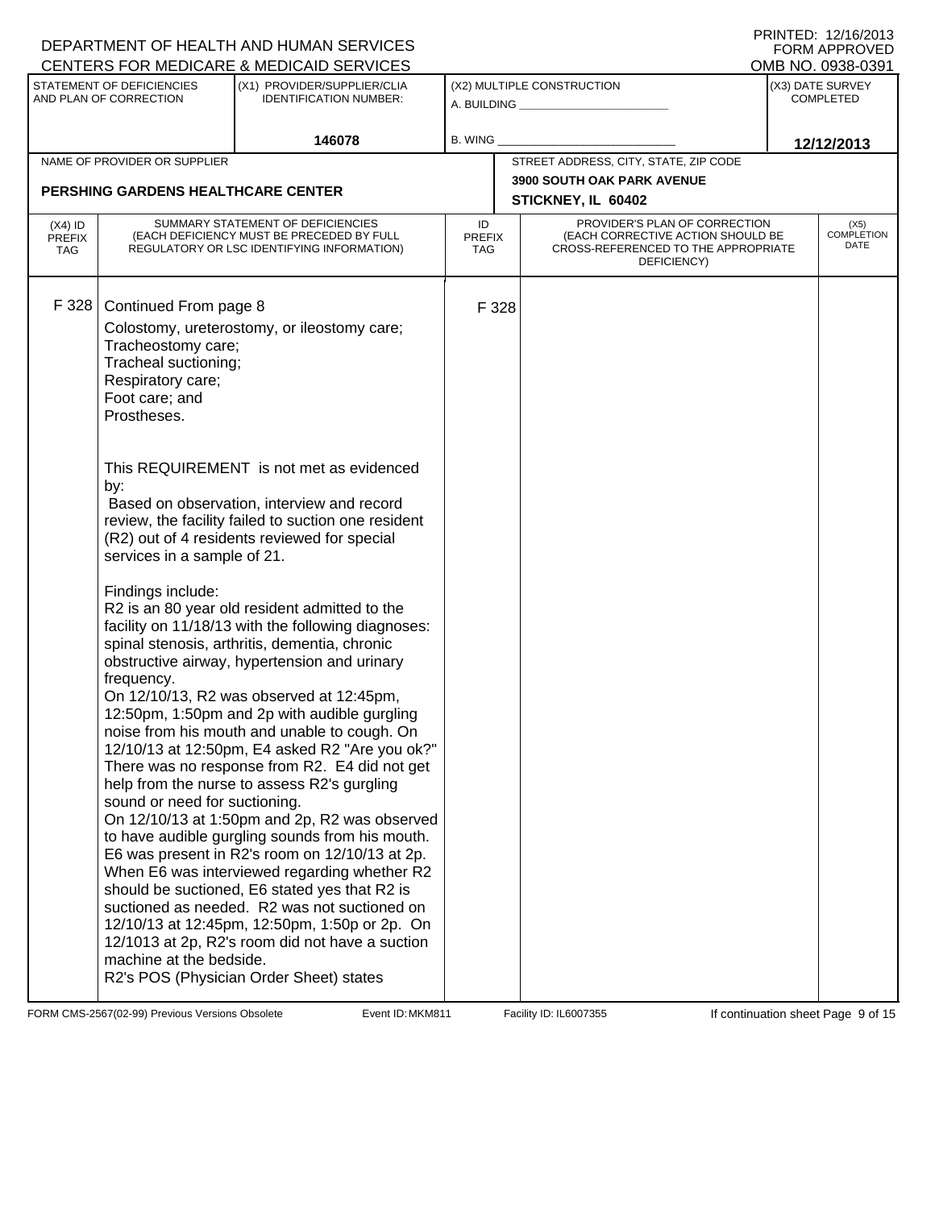DEPARTMENT OF HEALTH AND HUMAN SERVICES
CENTERS FOR MEDICARE & MEDICAID SERVICES

PRINTED: 12/16/2013
FORM APPROVED
OMB NO. 0938-0391

| STATEMENT OF DEFICIENCIES AND PLAN OF CORRECTION | (X1) PROVIDER/SUPPLIER/CLIA IDENTIFICATION NUMBER: | (X2) MULTIPLE CONSTRUCTION | (X3) DATE SURVEY COMPLETED |
|---|---|---|---|
| | 146078 | A. BUILDING ______ B. WING ______ | 12/12/2013 |

| NAME OF PROVIDER OR SUPPLIER | STREET ADDRESS, CITY, STATE, ZIP CODE |
|---|---|
| PERSHING GARDENS HEALTHCARE CENTER | 3900 SOUTH OAK PARK AVENUE STICKNEY, IL 60402 |

| (X4) ID PREFIX TAG | SUMMARY STATEMENT OF DEFICIENCIES (EACH DEFICIENCY MUST BE PRECEDED BY FULL REGULATORY OR LSC IDENTIFYING INFORMATION) | ID PREFIX TAG | PROVIDER'S PLAN OF CORRECTION (EACH CORRECTIVE ACTION SHOULD BE CROSS-REFERENCED TO THE APPROPRIATE DEFICIENCY) | (X5) COMPLETION DATE |
|---|---|---|---|---|
| F 328 | Continued From page 8 | F 328 | | |

Colostomy, ureterostomy, or ileostomy care;
Tracheostomy care;
Tracheal suctioning;
Respiratory care;
Foot care; and
Prostheses.

This REQUIREMENT is not met as evidenced by:
Based on observation, interview and record review, the facility failed to suction one resident (R2) out of 4 residents reviewed for special services in a sample of 21.

Findings include:
R2 is an 80 year old resident admitted to the facility on 11/18/13 with the following diagnoses: spinal stenosis, arthritis, dementia, chronic obstructive airway, hypertension and urinary frequency.
On 12/10/13, R2 was observed at 12:45pm, 12:50pm, 1:50pm and 2p with audible gurgling noise from his mouth and unable to cough. On 12/10/13 at 12:50pm, E4 asked R2 "Are you ok?" There was no response from R2. E4 did not get help from the nurse to assess R2's gurgling sound or need for suctioning.
On 12/10/13 at 1:50pm and 2p, R2 was observed to have audible gurgling sounds from his mouth. E6 was present in R2's room on 12/10/13 at 2p. When E6 was interviewed regarding whether R2 should be suctioned, E6 stated yes that R2 is suctioned as needed. R2 was not suctioned on 12/10/13 at 12:45pm, 12:50pm, 1:50p or 2p. On 12/1013 at 2p, R2's room did not have a suction machine at the bedside.
R2's POS (Physician Order Sheet) states

FORM CMS-2567(02-99) Previous Versions Obsolete Event ID: MKM811 Facility ID: IL6007355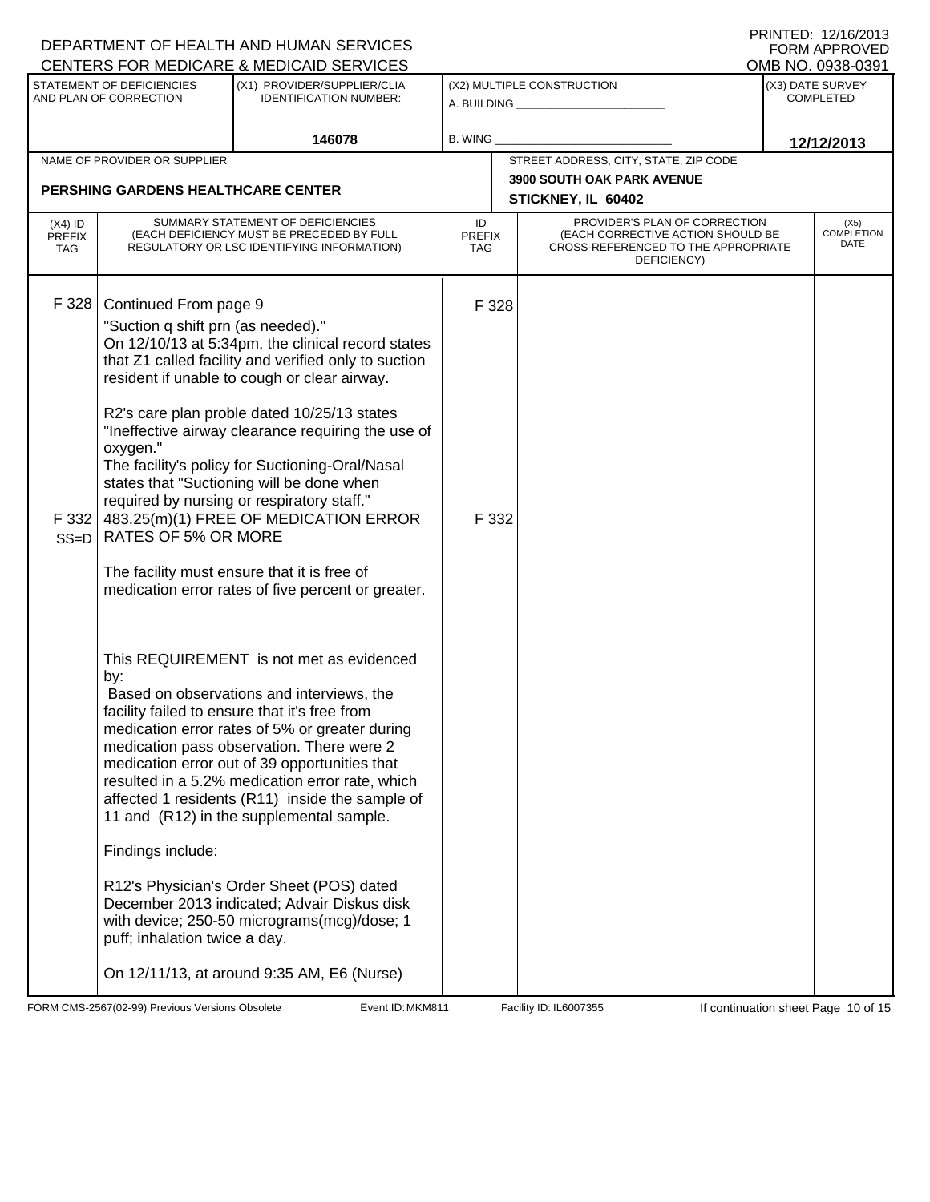DEPARTMENT OF HEALTH AND HUMAN SERVICES
CENTERS FOR MEDICARE & MEDICAID SERVICES

PRINTED: 12/16/2013
FORM APPROVED
OMB NO. 0938-0391

| STATEMENT OF DEFICIENCIES AND PLAN OF CORRECTION | (X1) PROVIDER/SUPPLIER/CLIA IDENTIFICATION NUMBER: | (X2) MULTIPLE CONSTRUCTION | (X3) DATE SURVEY COMPLETED |
|---|---|---|---|
| | 146078 | A. BUILDING ______ B. WING ______ | 12/12/2013 |

| NAME OF PROVIDER OR SUPPLIER | STREET ADDRESS, CITY, STATE, ZIP CODE |
|---|---|
| PERSHING GARDENS HEALTHCARE CENTER | 3900 SOUTH OAK PARK AVENUE STICKNEY, IL 60402 |

| (X4) ID PREFIX TAG | SUMMARY STATEMENT OF DEFICIENCIES (EACH DEFICIENCY MUST BE PRECEDED BY FULL REGULATORY OR LSC IDENTIFYING INFORMATION) | ID PREFIX TAG | PROVIDER'S PLAN OF CORRECTION (EACH CORRECTIVE ACTION SHOULD BE CROSS-REFERENCED TO THE APPROPRIATE DEFICIENCY) | (X5) COMPLETION DATE |
|---|---|---|---|---|
| F 328 | Continued From page 9<br>"Suction q shift prn (as needed)."<br>On 12/10/13 at 5:34pm, the clinical record states that Z1 called facility and verified only to suction resident if unable to cough or clear airway.<br><br>R2's care plan proble dated 10/25/13 states "Ineffective airway clearance requiring the use of oxygen."<br>The facility's policy for Suctioning-Oral/Nasal states that "Suctioning will be done when required by nursing or respiratory staff." | F 328 | | |
| F 332 SS=D | 483.25(m)(1) FREE OF MEDICATION ERROR RATES OF 5% OR MORE<br><br>The facility must ensure that it is free of medication error rates of five percent or greater.<br><br>This REQUIREMENT is not met as evidenced by:<br>Based on observations and interviews, the facility failed to ensure that it's free from medication error rates of 5% or greater during medication pass observation. There were 2 medication error out of 39 opportunities that resulted in a 5.2% medication error rate, which affected 1 residents (R11) inside the sample of 11 and (R12) in the supplemental sample.<br><br>Findings include:<br><br>R12's Physician's Order Sheet (POS) dated December 2013 indicated; Advair Diskus disk with device; 250-50 micrograms(mcg)/dose; 1 puff; inhalation twice a day.<br><br>On 12/11/13, at around 9:35 AM, E6 (Nurse) | F 332 | | |

FORM CMS-2567(02-99) Previous Versions Obsolete Event ID: MKM811 Facility ID: IL6007355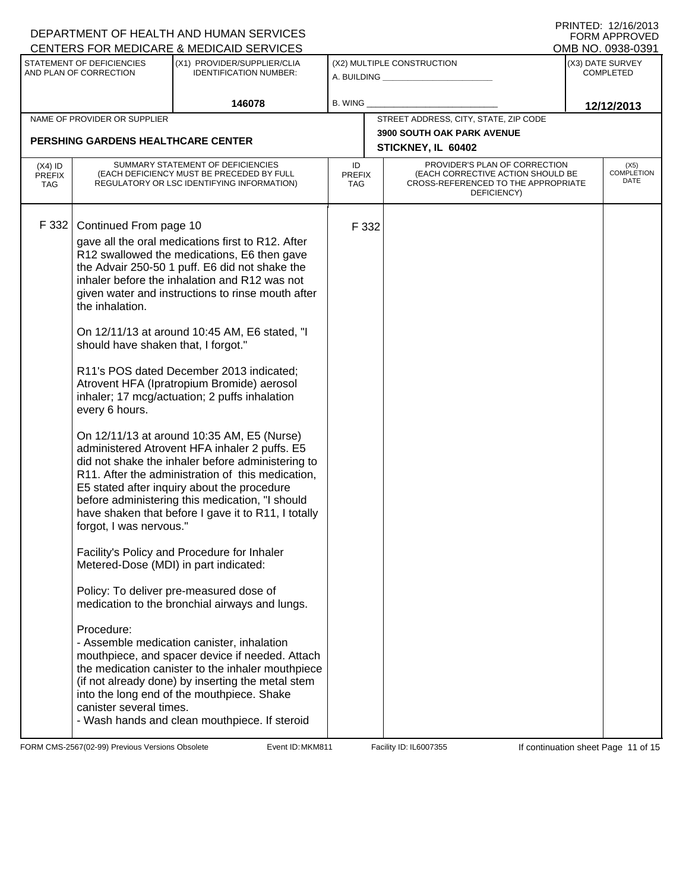DEPARTMENT OF HEALTH AND HUMAN SERVICES
CENTERS FOR MEDICARE & MEDICAID SERVICES

PRINTED: 12/16/2013
FORM APPROVED
OMB NO. 0938-0391

| STATEMENT OF DEFICIENCIES AND PLAN OF CORRECTION | (X1) PROVIDER/SUPPLIER/CLIA IDENTIFICATION NUMBER: | (X2) MULTIPLE CONSTRUCTION | (X3) DATE SURVEY COMPLETED |
|---|---|---|---|
| | 146078 | A. BUILDING ______ B. WING ______ | 12/12/2013 |

| NAME OF PROVIDER OR SUPPLIER | STREET ADDRESS, CITY, STATE, ZIP CODE |
|---|---|
| PERSHING GARDENS HEALTHCARE CENTER | 3900 SOUTH OAK PARK AVENUE STICKNEY, IL 60402 |

| (X4) ID PREFIX TAG | SUMMARY STATEMENT OF DEFICIENCIES (EACH DEFICIENCY MUST BE PRECEDED BY FULL REGULATORY OR LSC IDENTIFYING INFORMATION) | ID PREFIX TAG | PROVIDER'S PLAN OF CORRECTION (EACH CORRECTIVE ACTION SHOULD BE CROSS-REFERENCED TO THE APPROPRIATE DEFICIENCY) | (X5) COMPLETION DATE |
|---|---|---|---|---|
| F 332 | Continued From page 10 | F 332 | | |

gave all the oral medications first to R12. After R12 swallowed the medications, E6 then gave the Advair 250-50 1 puff. E6 did not shake the inhaler before the inhalation and R12 was not given water and instructions to rinse mouth after the inhalation.

On 12/11/13 at around 10:45 AM, E6 stated, "I should have shaken that, I forgot."

R11's POS dated December 2013 indicated; Atrovent HFA (Ipratropium Bromide) aerosol inhaler; 17 mcg/actuation; 2 puffs inhalation every 6 hours.

On 12/11/13 at around 10:35 AM, E5 (Nurse) administered Atrovent HFA inhaler 2 puffs. E5 did not shake the inhaler before administering to R11. After the administration of this medication, E5 stated after inquiry about the procedure before administering this medication, "I should have shaken that before I gave it to R11, I totally forgot, I was nervous."

Facility's Policy and Procedure for Inhaler Metered-Dose (MDI) in part indicated:

Policy: To deliver pre-measured dose of medication to the bronchial airways and lungs.

Procedure:
- Assemble medication canister, inhalation mouthpiece, and spacer device if needed. Attach the medication canister to the inhaler mouthpiece (if not already done) by inserting the metal stem into the long end of the mouthpiece. Shake canister several times.
- Wash hands and clean mouthpiece. If steroid

FORM CMS-2567(02-99) Previous Versions Obsolete Event ID: MKM811 Facility ID: IL6007355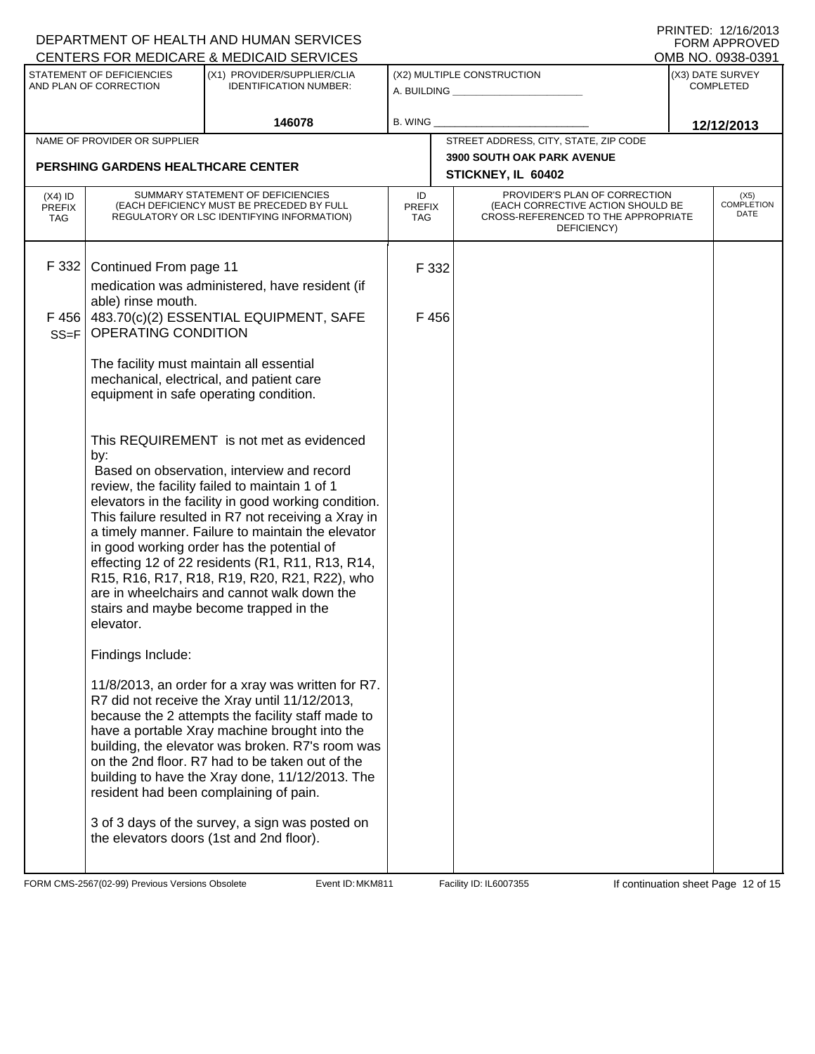DEPARTMENT OF HEALTH AND HUMAN SERVICES
CENTERS FOR MEDICARE & MEDICAID SERVICES

PRINTED: 12/16/2013
FORM APPROVED
OMB NO. 0938-0391

| STATEMENT OF DEFICIENCIES AND PLAN OF CORRECTION | (X1) PROVIDER/SUPPLIER/CLIA IDENTIFICATION NUMBER: | (X2) MULTIPLE CONSTRUCTION | (X3) DATE SURVEY COMPLETED |
|---|---|---|---|
| | 146078 | A. BUILDING ______ B. WING ______ | 12/12/2013 |

| NAME OF PROVIDER OR SUPPLIER | STREET ADDRESS, CITY, STATE, ZIP CODE |
|---|---|
| PERSHING GARDENS HEALTHCARE CENTER | 3900 SOUTH OAK PARK AVENUE STICKNEY, IL 60402 |

| (X4) ID PREFIX TAG | SUMMARY STATEMENT OF DEFICIENCIES (EACH DEFICIENCY MUST BE PRECEDED BY FULL REGULATORY OR LSC IDENTIFYING INFORMATION) | ID PREFIX TAG | PROVIDER'S PLAN OF CORRECTION (EACH CORRECTIVE ACTION SHOULD BE CROSS-REFERENCED TO THE APPROPRIATE DEFICIENCY) | (X5) COMPLETION DATE |
|---|---|---|---|---|
| F 332 | Continued From page 11<br>medication was administered, have resident (if able) rinse mouth. | F 332 | | |
| F 456 SS=F | 483.70(c)(2) ESSENTIAL EQUIPMENT, SAFE OPERATING CONDITION<br><br>The facility must maintain all essential mechanical, electrical, and patient care equipment in safe operating condition.<br><br>This REQUIREMENT is not met as evidenced by:<br>Based on observation, interview and record review, the facility failed to maintain 1 of 1 elevators in the facility in good working condition. This failure resulted in R7 not receiving a Xray in a timely manner. Failure to maintain the elevator in good working order has the potential of effecting 12 of 22 residents (R1, R11, R13, R14, R15, R16, R17, R18, R19, R20, R21, R22), who are in wheelchairs and cannot walk down the stairs and maybe become trapped in the elevator.<br><br>Findings Include:<br><br>11/8/2013, an order for a xray was written for R7. R7 did not receive the Xray until 11/12/2013, because the 2 attempts the facility staff made to have a portable Xray machine brought into the building, the elevator was broken. R7's room was on the 2nd floor. R7 had to be taken out of the building to have the Xray done, 11/12/2013. The resident had been complaining of pain.<br><br>3 of 3 days of the survey, a sign was posted on the elevators doors (1st and 2nd floor). | F 456 | | |

FORM CMS-2567(02-99) Previous Versions Obsolete Event ID: MKM811 Facility ID: IL6007355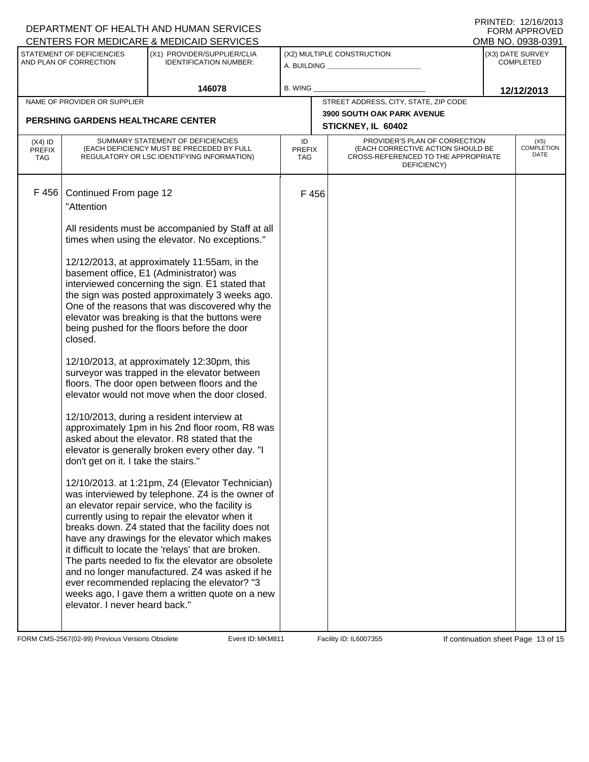DEPARTMENT OF HEALTH AND HUMAN SERVICES
CENTERS FOR MEDICARE & MEDICAID SERVICES

PRINTED: 12/16/2013
FORM APPROVED
OMB NO. 0938-0391

| STATEMENT OF DEFICIENCIES AND PLAN OF CORRECTION | (X1) PROVIDER/SUPPLIER/CLIA IDENTIFICATION NUMBER: | (X2) MULTIPLE CONSTRUCTION | (X3) DATE SURVEY COMPLETED |
|---|---|---|---|
| | 146078 | A. BUILDING ______ B. WING ______ | 12/12/2013 |

| NAME OF PROVIDER OR SUPPLIER | STREET ADDRESS, CITY, STATE, ZIP CODE |
|---|---|
| PERSHING GARDENS HEALTHCARE CENTER | 3900 SOUTH OAK PARK AVENUE STICKNEY, IL 60402 |

| (X4) ID PREFIX TAG | SUMMARY STATEMENT OF DEFICIENCIES (EACH DEFICIENCY MUST BE PRECEDED BY FULL REGULATORY OR LSC IDENTIFYING INFORMATION) | ID PREFIX TAG | PROVIDER'S PLAN OF CORRECTION (EACH CORRECTIVE ACTION SHOULD BE CROSS-REFERENCED TO THE APPROPRIATE DEFICIENCY) | (X5) COMPLETION DATE |
|---|---|---|---|---|
| F 456 | Continued From page 12 | F 456 | | |

"Attention

All residents must be accompanied by Staff at all times when using the elevator. No exceptions."

12/12/2013, at approximately 11:55am, in the basement office, E1 (Administrator) was interviewed concerning the sign. E1 stated that the sign was posted approximately 3 weeks ago. One of the reasons that was discovered why the elevator was breaking is that the buttons were being pushed for the floors before the door closed.

12/10/2013, at approximately 12:30pm, this surveyor was trapped in the elevator between floors. The door open between floors and the elevator would not move when the door closed.

12/10/2013, during a resident interview at approximately 1pm in his 2nd floor room, R8 was asked about the elevator. R8 stated that the elevator is generally broken every other day. "I don't get on it. I take the stairs."

12/10/2013. at 1:21pm, Z4 (Elevator Technician) was interviewed by telephone. Z4 is the owner of an elevator repair service, who the facility is currently using to repair the elevator when it breaks down. Z4 stated that the facility does not have any drawings for the elevator which makes it difficult to locate the 'relays' that are broken. The parts needed to fix the elevator are obsolete and no longer manufactured. Z4 was asked if he ever recommended replacing the elevator? "3 weeks ago, I gave them a written quote on a new elevator. I never heard back."

FORM CMS-2567(02-99) Previous Versions Obsolete Event ID: MKM811 Facility ID: IL6007355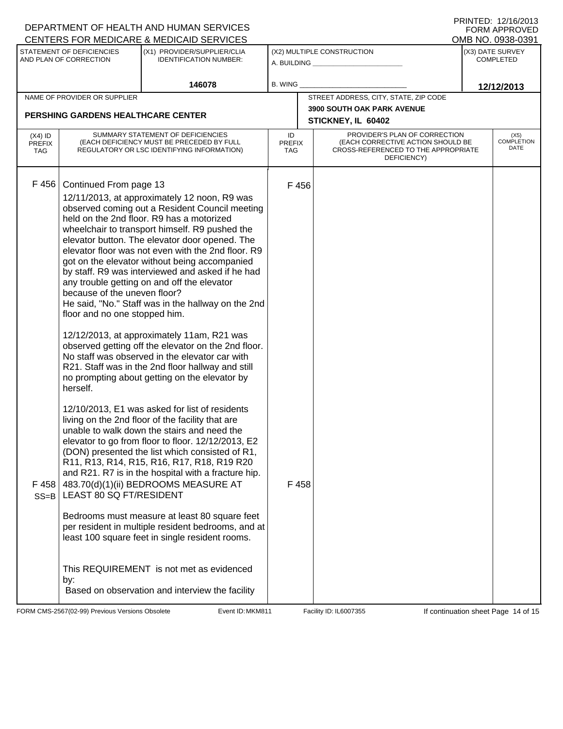DEPARTMENT OF HEALTH AND HUMAN SERVICES
CENTERS FOR MEDICARE & MEDICAID SERVICES

PRINTED: 12/16/2013
FORM APPROVED
OMB NO. 0938-0391

| STATEMENT OF DEFICIENCIES AND PLAN OF CORRECTION | (X1) PROVIDER/SUPPLIER/CLIA IDENTIFICATION NUMBER: | (X2) MULTIPLE CONSTRUCTION | (X3) DATE SURVEY COMPLETED |
|---|---|---|---|
| | 146078 | A. BUILDING ______ B. WING ______ | 12/12/2013 |

NAME OF PROVIDER OR SUPPLIER: **PERSHING GARDENS HEALTHCARE CENTER**

STREET ADDRESS, CITY, STATE, ZIP CODE: **3900 SOUTH OAK PARK AVENUE, STICKNEY, IL 60402**

| (X4) ID PREFIX TAG | SUMMARY STATEMENT OF DEFICIENCIES (EACH DEFICIENCY MUST BE PRECEDED BY FULL REGULATORY OR LSC IDENTIFYING INFORMATION) | ID PREFIX TAG | PROVIDER'S PLAN OF CORRECTION (EACH CORRECTIVE ACTION SHOULD BE CROSS-REFERENCED TO THE APPROPRIATE DEFICIENCY) | (X5) COMPLETION DATE |
|---|---|---|---|---|
| F 456 | Continued From page 13<br>12/11/2013, at approximately 12 noon, R9 was observed coming out a Resident Council meeting held on the 2nd floor. R9 has a motorized wheelchair to transport himself. R9 pushed the elevator button. The elevator door opened. The elevator floor was not even with the 2nd floor. R9 got on the elevator without being accompanied by staff. R9 was interviewed and asked if he had any trouble getting on and off the elevator because of the uneven floor?<br>He said, "No." Staff was in the hallway on the 2nd floor and no one stopped him.<br><br>12/12/2013, at approximately 11am, R21 was observed getting off the elevator on the 2nd floor. No staff was observed in the elevator car with R21. Staff was in the 2nd floor hallway and still no prompting about getting on the elevator by herself.<br><br>12/10/2013, E1 was asked for list of residents living on the 2nd floor of the facility that are unable to walk down the stairs and need the elevator to go from floor to floor. 12/12/2013, E2 (DON) presented the list which consisted of R1, R11, R13, R14, R15, R16, R17, R18, R19 R20 and R21. R7 is in the hospital with a fracture hip. | F 456 | | |
| F 458 SS=B | 483.70(d)(1)(ii) BEDROOMS MEASURE AT LEAST 80 SQ FT/RESIDENT<br><br>Bedrooms must measure at least 80 square feet per resident in multiple resident bedrooms, and at least 100 square feet in single resident rooms.<br><br>This REQUIREMENT is not met as evidenced by:<br>Based on observation and interview the facility | F 458 | | |

FORM CMS-2567(02-99) Previous Versions Obsolete    Event ID: MKM811    Facility ID: IL6007355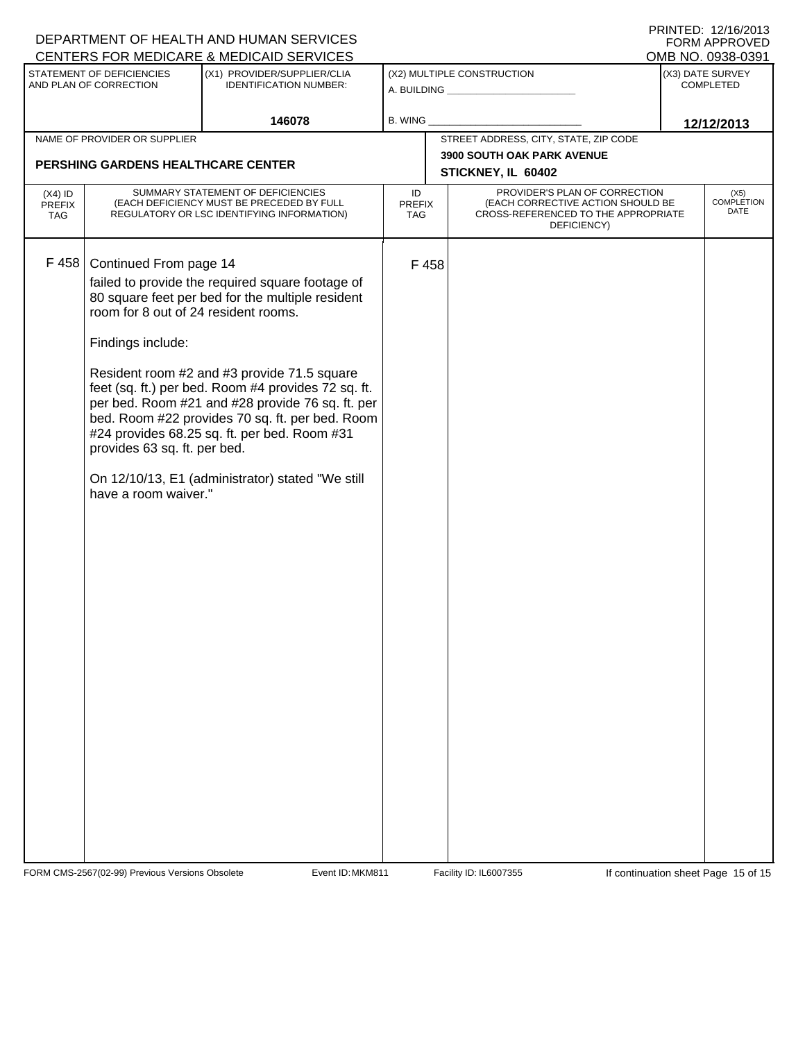DEPARTMENT OF HEALTH AND HUMAN SERVICES
CENTERS FOR MEDICARE & MEDICAID SERVICES

PRINTED: 12/16/2013
FORM APPROVED
OMB NO. 0938-0391

| STATEMENT OF DEFICIENCIES AND PLAN OF CORRECTION | (X1) PROVIDER/SUPPLIER/CLIA IDENTIFICATION NUMBER: | (X2) MULTIPLE CONSTRUCTION | (X3) DATE SURVEY COMPLETED |
|---|---|---|---|
| | 146078 | A. BUILDING ______ B. WING ______ | 12/12/2013 |

| NAME OF PROVIDER OR SUPPLIER | STREET ADDRESS, CITY, STATE, ZIP CODE |
|---|---|
| PERSHING GARDENS HEALTHCARE CENTER | 3900 SOUTH OAK PARK AVENUE STICKNEY, IL 60402 |

| (X4) ID PREFIX TAG | SUMMARY STATEMENT OF DEFICIENCIES (EACH DEFICIENCY MUST BE PRECEDED BY FULL REGULATORY OR LSC IDENTIFYING INFORMATION) | ID PREFIX TAG | PROVIDER'S PLAN OF CORRECTION (EACH CORRECTIVE ACTION SHOULD BE CROSS-REFERENCED TO THE APPROPRIATE DEFICIENCY) | (X5) COMPLETION DATE |
|---|---|---|---|---|
| F 458 | Continued From page 14<br>failed to provide the required square footage of 80 square feet per bed for the multiple resident room for 8 out of 24 resident rooms.<br><br>Findings include:<br><br>Resident room #2 and #3 provide 71.5 square feet (sq. ft.) per bed. Room #4 provides 72 sq. ft. per bed. Room #21 and #28 provide 76 sq. ft. per bed. Room #22 provides 70 sq. ft. per bed. Room #24 provides 68.25 sq. ft. per bed. Room #31 provides 63 sq. ft. per bed.<br><br>On 12/10/13, E1 (administrator) stated "We still have a room waiver." | F 458 | | |

FORM CMS-2567(02-99) Previous Versions Obsolete — Event ID: MKM811 — Facility ID: IL6007355 — If continuation sheet Page 15 of 15